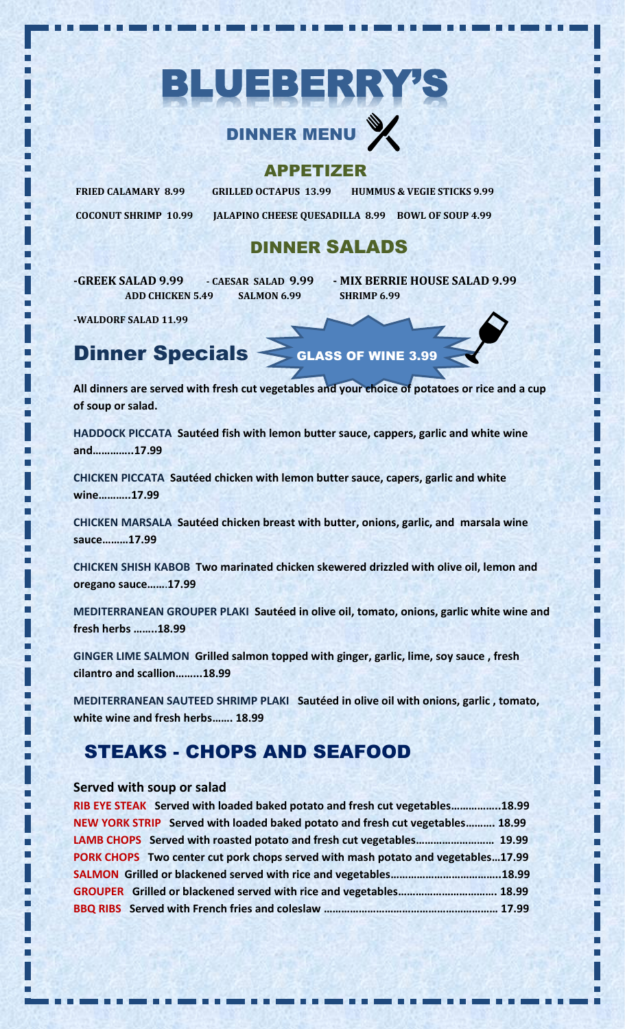# BLUEBERRY'S

## DINNER MENU

### APPETIZER

FRIED CALAMARY 8.99 GRILLED OCTAPUS 13.99 HUMMUS & VEGIE STICKS 9.99

COCONUT SHRIMP 10.99 JALAPINO CHEESE QUESADILLA 8.99 BOWL OF SOUP 4.99

### DINNER SALADS

**-GREEK SALAD 9.99** **- CAESAR SALAD 9.99** **- MIX BERRIE HOUSE SALAD 9.99**
**ADD CHICKEN 5.49** **SALMON 6.99** **SHRIMP 6.99**

**-WALDORF SALAD 11.99**

## Dinner Specials

GLASS OF WINE 3.99

**All dinners are served with fresh cut vegetables and your choice of potatoes or rice and a cup of soup or salad.**

**HADDOCK PICCATA** Sautéed fish with lemon butter sauce, cappers, garlic and white wine and…………..17.99

**CHICKEN PICCATA** Sautéed chicken with lemon butter sauce, capers, garlic and white wine………..17.99

**CHICKEN MARSALA** Sautéed chicken breast with butter, onions, garlic, and marsala wine sauce………17.99

**CHICKEN SHISH KABOB** Two marinated chicken skewered drizzled with olive oil, lemon and oregano sauce…….17.99

**MEDITERRANEAN GROUPER PLAKI** Sautéed in olive oil, tomato, onions, garlic white wine and fresh herbs ……..18.99

**GINGER LIME SALMON** Grilled salmon topped with ginger, garlic, lime, soy sauce , fresh cilantro and scallion……...18.99

**MEDITERRANEAN SAUTEED SHRIMP PLAKI** Sautéed in olive oil with onions, garlic , tomato, white wine and fresh herbs……. 18.99

## STEAKS - CHOPS AND SEAFOOD

**Served with soup or salad**

**RIB EYE STEAK** Served with loaded baked potato and fresh cut vegetables……………..18.99
**NEW YORK STRIP** Served with loaded baked potato and fresh cut vegetables………. 18.99
**LAMB CHOPS** Served with roasted potato and fresh cut vegetables……………………… 19.99
**PORK CHOPS** Two center cut pork chops served with mash potato and vegetables…17.99
**SALMON** Grilled or blackened served with rice and vegetables………………………………..18.99
**GROUPER** Grilled or blackened served with rice and vegetables……………………………. 18.99
**BBQ RIBS** Served with French fries and coleslaw …………………………………………………. 17.99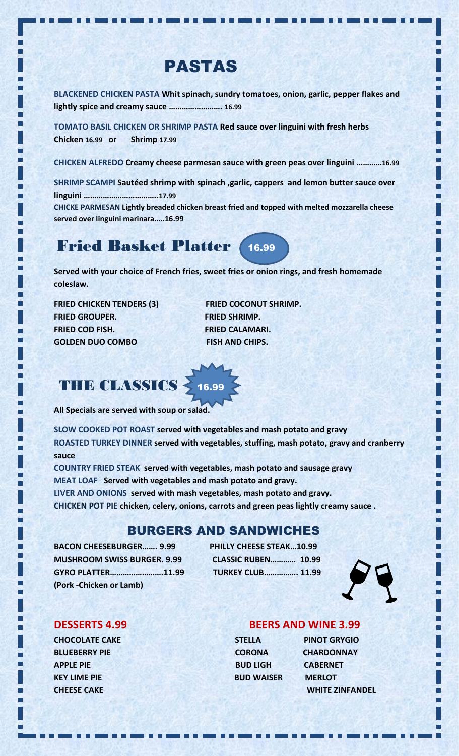# PASTAS

**BLACKENED CHICKEN PASTA** Whit spinach, sundry tomatoes, onion, garlic, pepper flakes and lightly spice and creamy sauce ……………………. 16.99

**TOMATO BASIL CHICKEN OR SHRIMP PASTA** Red sauce over linguini with fresh herbs
Chicken 16.99 or Shrimp 17.99

**CHICKEN ALFREDO** Creamy cheese parmesan sauce with green peas over linguini …………16.99

**SHRIMP SCAMPI** Sautéed shrimp with spinach ,garlic, cappers and lemon butter sauce over linguini ……………………………..17.99

**CHICKE PARMESAN** Lightly breaded chicken breast fried and topped with melted mozzarella cheese served over linguini marinara…..16.99

# Fried Basket Platter 16.99

Served with your choice of French fries, sweet fries or onion rings, and fresh homemade coleslaw.

- FRIED CHICKEN TENDERS (3)
- FRIED GROUPER.
- FRIED COD FISH.
- GOLDEN DUO COMBO
- FRIED COCONUT SHRIMP.
- FRIED SHRIMP.
- FRIED CALAMARI.
- FISH AND CHIPS.

# THE CLASSICS 16.99

All Specials are served with soup or salad.

**SLOW COOKED POT ROAST** served with vegetables and mash potato and gravy

**ROASTED TURKEY DINNER** served with vegetables, stuffing, mash potato, gravy and cranberry sauce

**COUNTRY FRIED STEAK** served with vegetables, mash potato and sausage gravy

**MEAT LOAF** Served with vegetables and mash potato and gravy.

**LIVER AND ONIONS** served with mash vegetables, mash potato and gravy.

**CHICKEN POT PIE** chicken, celery, onions, carrots and green peas lightly creamy sauce .

## BURGERS AND SANDWICHES

- BACON CHEESEBURGER……. 9.99
- MUSHROOM SWISS BURGER. 9.99
- GYRO PLATTER……………………11.99 (Pork -Chicken or Lamb)
- PHILLY CHEESE STEAK…10.99
- CLASSIC RUBEN………… 10.99
- TURKEY CLUB……………. 11.99

## DESSERTS 4.99

- CHOCOLATE CAKE
- BLUEBERRY PIE
- APPLE PIE
- KEY LIME PIE
- CHEESE CAKE

## BEERS AND WINE 3.99

- STELLA
- CORONA
- BUD LIGH
- BUD WAISER
- PINOT GRYGIO
- CHARDONNAY
- CABERNET
- MERLOT
- WHITE ZINFANDEL